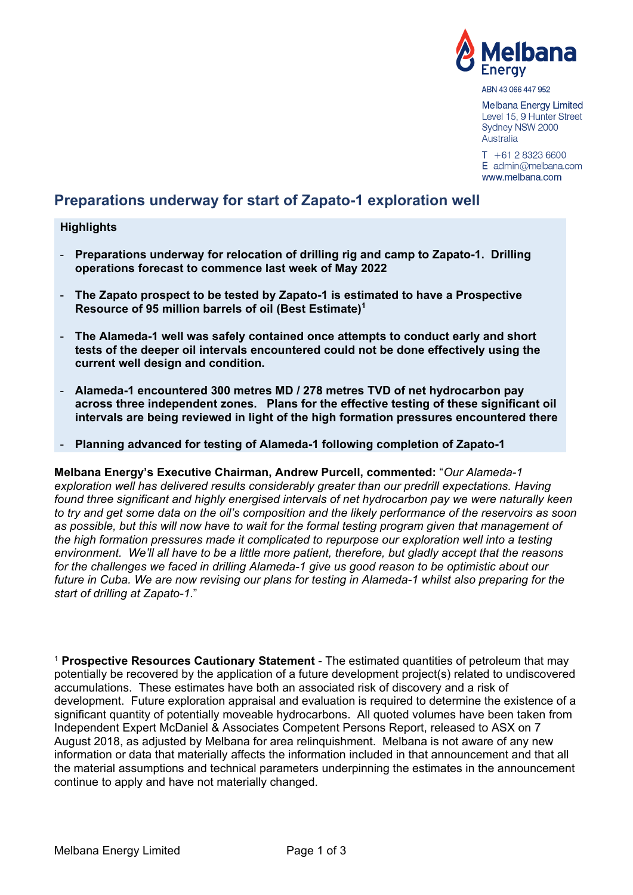Melbana Energy

ABN 43 066 447 952

Melbana Energy Limited
Level 15, 9 Hunter Street
Sydney NSW 2000
Australia

T +61 2 8323 6600
E admin@melbana.com
www.melbana.com

## Preparations underway for start of Zapato-1 exploration well

### Highlights

- **Preparations underway for relocation of drilling rig and camp to Zapato-1. Drilling operations forecast to commence last week of May 2022**
- **The Zapato prospect to be tested by Zapato-1 is estimated to have a Prospective Resource of 95 million barrels of oil (Best Estimate)[1]**
- **The Alameda-1 well was safely contained once attempts to conduct early and short tests of the deeper oil intervals encountered could not be done effectively using the current well design and condition.**
- **Alameda-1 encountered 300 metres MD / 278 metres TVD of net hydrocarbon pay across three independent zones. Plans for the effective testing of these significant oil intervals are being reviewed in light of the high formation pressures encountered there**
- **Planning advanced for testing of Alameda-1 following completion of Zapato-1**

**Melbana Energy's Executive Chairman, Andrew Purcell, commented:** "*Our Alameda-1 exploration well has delivered results considerably greater than our predrill expectations. Having found three significant and highly energised intervals of net hydrocarbon pay we were naturally keen to try and get some data on the oil's composition and the likely performance of the reservoirs as soon as possible, but this will now have to wait for the formal testing program given that management of the high formation pressures made it complicated to repurpose our exploration well into a testing environment. We'll all have to be a little more patient, therefore, but gladly accept that the reasons for the challenges we faced in drilling Alameda-1 give us good reason to be optimistic about our future in Cuba. We are now revising our plans for testing in Alameda-1 whilst also preparing for the start of drilling at Zapato-1.*"

[1] **Prospective Resources Cautionary Statement** - The estimated quantities of petroleum that may potentially be recovered by the application of a future development project(s) related to undiscovered accumulations. These estimates have both an associated risk of discovery and a risk of development. Future exploration appraisal and evaluation is required to determine the existence of a significant quantity of potentially moveable hydrocarbons. All quoted volumes have been taken from Independent Expert McDaniel & Associates Competent Persons Report, released to ASX on 7 August 2018, as adjusted by Melbana for area relinquishment. Melbana is not aware of any new information or data that materially affects the information included in that announcement and that all the material assumptions and technical parameters underpinning the estimates in the announcement continue to apply and have not materially changed.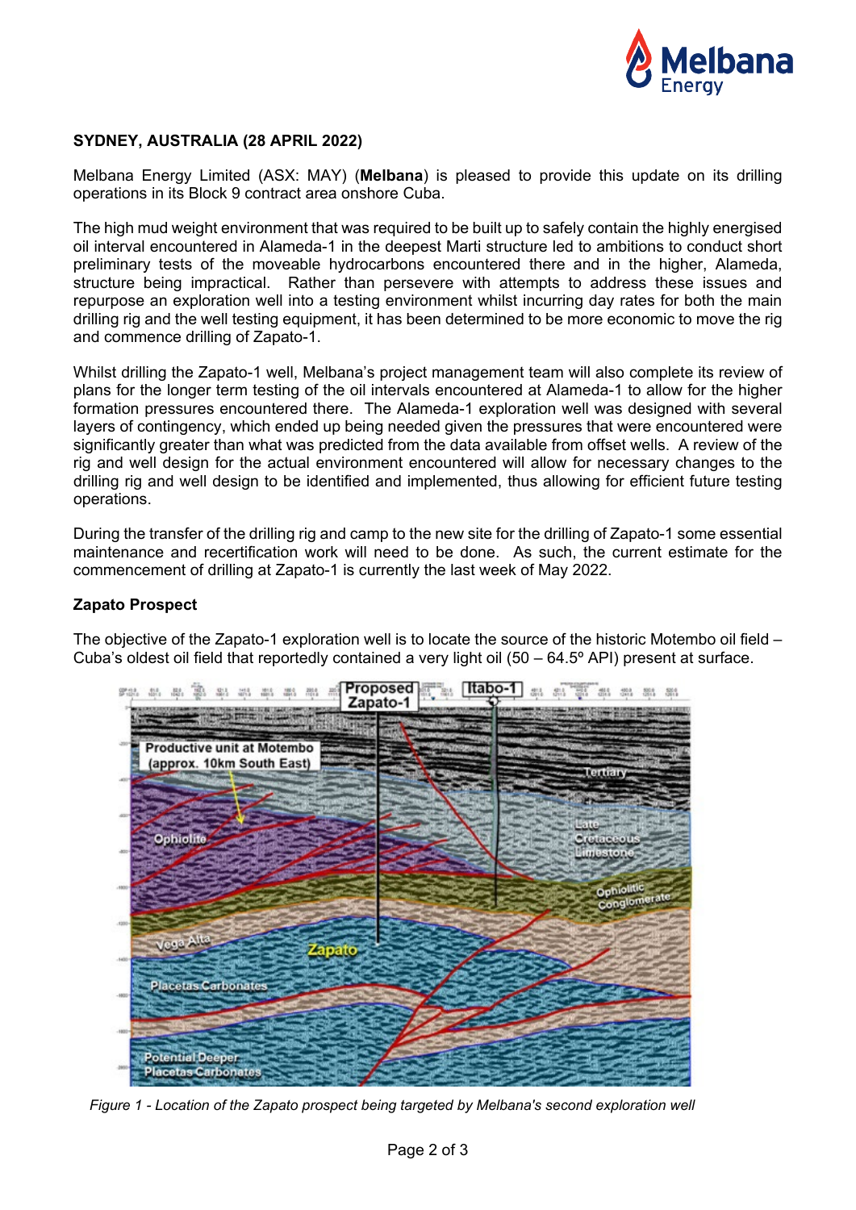**SYDNEY, AUSTRALIA (28 APRIL 2022)**

Melbana Energy Limited (ASX: MAY) (**Melbana**) is pleased to provide this update on its drilling operations in its Block 9 contract area onshore Cuba.

The high mud weight environment that was required to be built up to safely contain the highly energised oil interval encountered in Alameda-1 in the deepest Marti structure led to ambitions to conduct short preliminary tests of the moveable hydrocarbons encountered there and in the higher, Alameda, structure being impractical. Rather than persevere with attempts to address these issues and repurpose an exploration well into a testing environment whilst incurring day rates for both the main drilling rig and the well testing equipment, it has been determined to be more economic to move the rig and commence drilling of Zapato-1.

Whilst drilling the Zapato-1 well, Melbana's project management team will also complete its review of plans for the longer term testing of the oil intervals encountered at Alameda-1 to allow for the higher formation pressures encountered there. The Alameda-1 exploration well was designed with several layers of contingency, which ended up being needed given the pressures that were encountered were significantly greater than what was predicted from the data available from offset wells. A review of the rig and well design for the actual environment encountered will allow for necessary changes to the drilling rig and well design to be identified and implemented, thus allowing for efficient future testing operations.

During the transfer of the drilling rig and camp to the new site for the drilling of Zapato-1 some essential maintenance and recertification work will need to be done. As such, the current estimate for the commencement of drilling at Zapato-1 is currently the last week of May 2022.

**Zapato Prospect**

The objective of the Zapato-1 exploration well is to locate the source of the historic Motembo oil field – Cuba's oldest oil field that reportedly contained a very light oil (50 – 64.5º API) present at surface.

*Figure 1 - Location of the Zapato prospect being targeted by Melbana's second exploration well*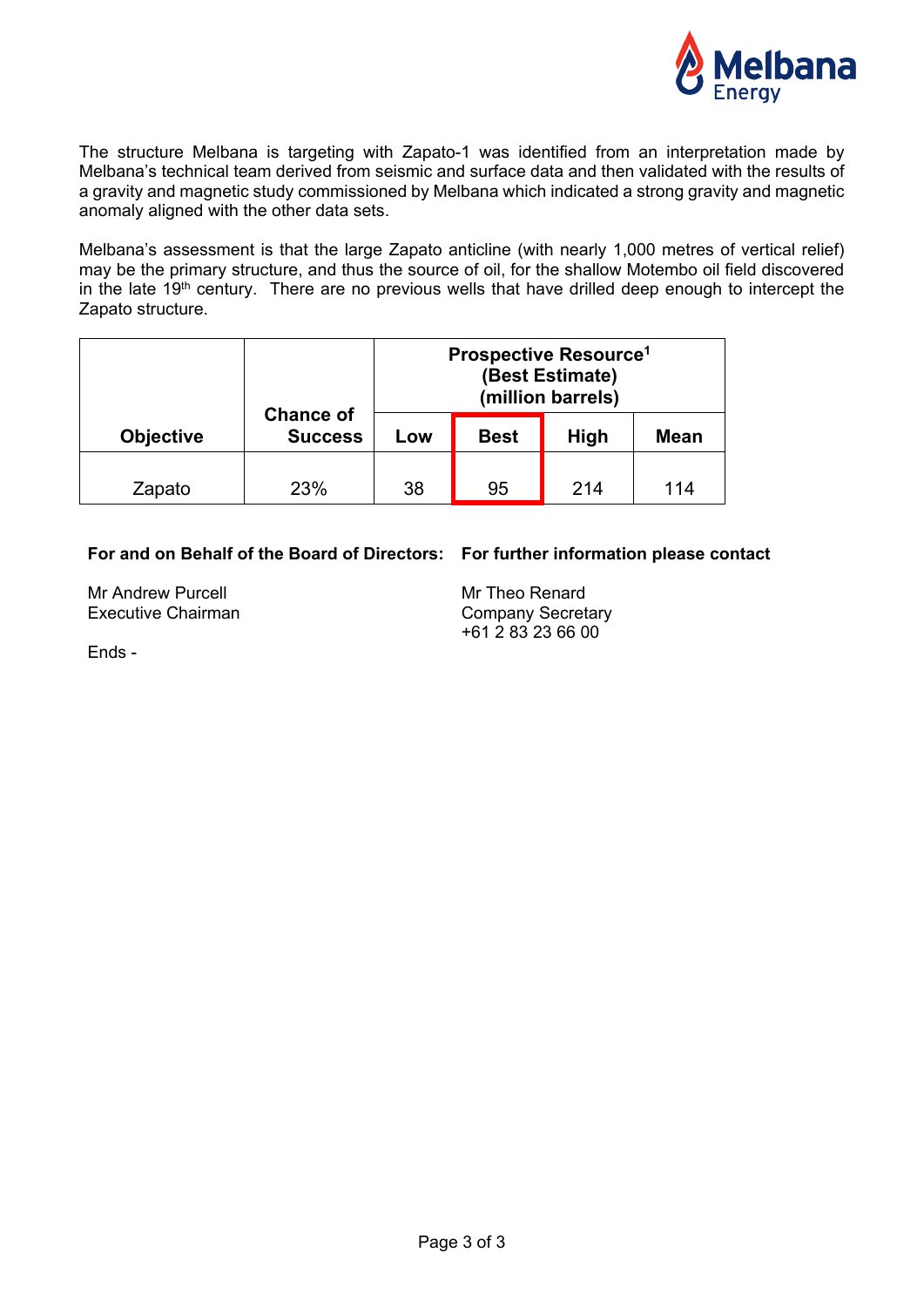The structure Melbana is targeting with Zapato-1 was identified from an interpretation made by Melbana's technical team derived from seismic and surface data and then validated with the results of a gravity and magnetic study commissioned by Melbana which indicated a strong gravity and magnetic anomaly aligned with the other data sets.

Melbana's assessment is that the large Zapato anticline (with nearly 1,000 metres of vertical relief) may be the primary structure, and thus the source of oil, for the shallow Motembo oil field discovered in the late 19th century. There are no previous wells that have drilled deep enough to intercept the Zapato structure.

| Objective | Chance of Success | Prospective Resource[1] (Best Estimate) (million barrels) | | | |
|---|---|---|---|---|---|
| | | Low | Best | High | Mean |
| Zapato | 23% | 38 | 95 | 214 | 114 |

**For and on Behalf of the Board of Directors:**

Mr Andrew Purcell
Executive Chairman

**For further information please contact**

Mr Theo Renard
Company Secretary
+61 2 83 23 66 00

Ends -